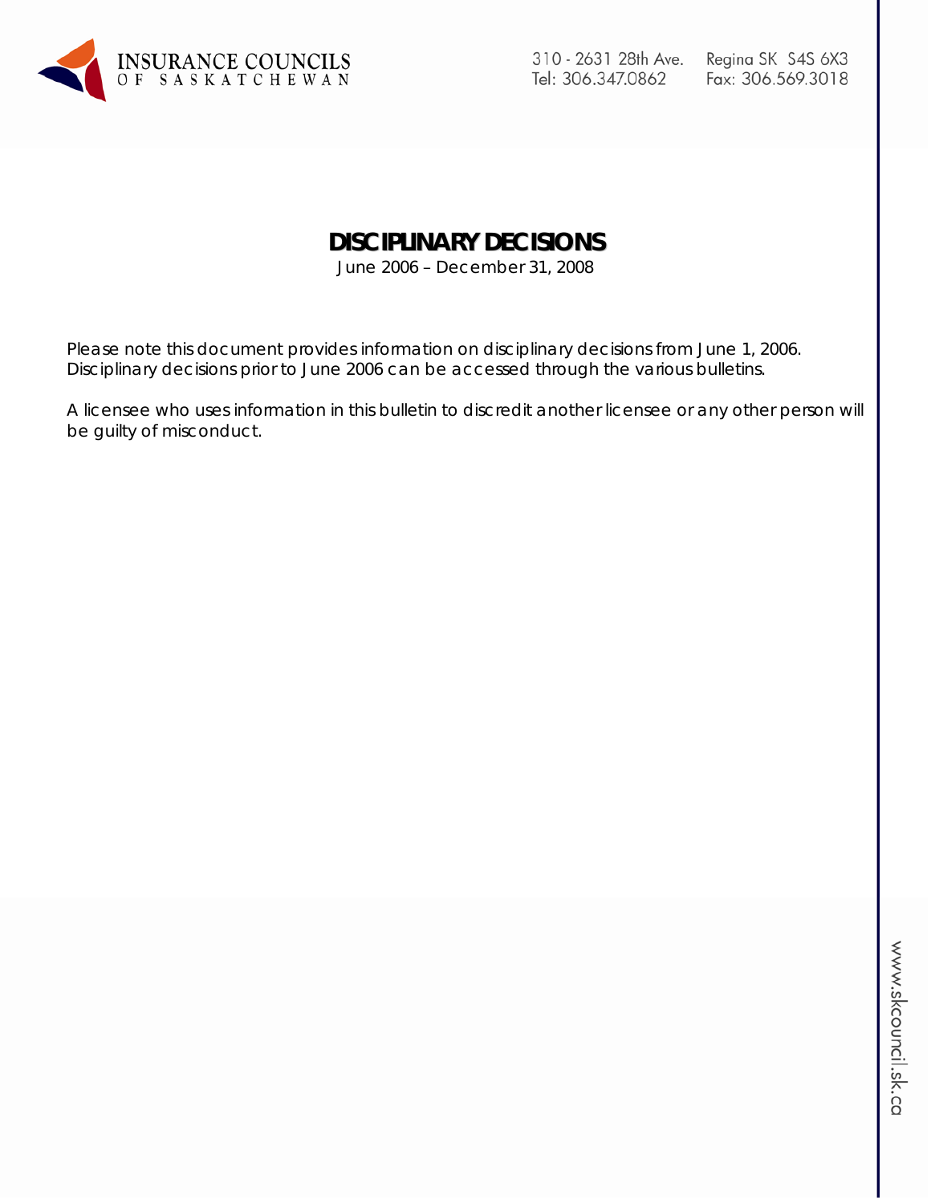# DISCIPLINARY DECISIONS

June 2006 – December 31, 2008

Please note this document provides information on disciplinary decisions from June 1, 2006. Disciplinary decisions prior to June 2006 can be accessed through the various bulletins.

A licensee who uses information in this bulletin to discredit another licensee or any other person will be guilty of misconduct.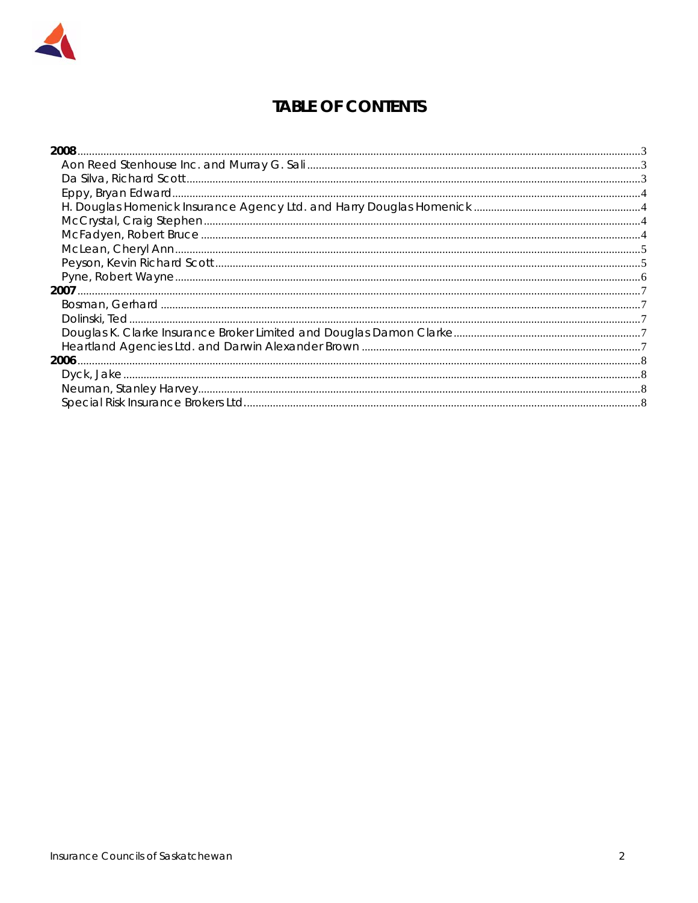# TABLE OF CONTENTS

- **2008** ... 3
  - Aon Reed Stenhouse Inc. and Murray G. Sali ... 3
  - Da Silva, Richard Scott ... 3
  - Eppy, Bryan Edward ... 4
  - H. Douglas Homenick Insurance Agency Ltd. and Harry Douglas Homenick ... 4
  - McCrystal, Craig Stephen ... 4
  - McFadyen, Robert Bruce ... 4
  - McLean, Cheryl Ann ... 5
  - Peyson, Kevin Richard Scott ... 5
  - Pyne, Robert Wayne ... 6
- **2007** ... 7
  - Bosman, Gerhard ... 7
  - Dolinski, Ted ... 7
  - Douglas K. Clarke Insurance Broker Limited and Douglas Damon Clarke ... 7
  - Heartland Agencies Ltd. and Darwin Alexander Brown ... 7
- **2006** ... 8
  - Dyck, Jake ... 8
  - Neuman, Stanley Harvey ... 8
  - Special Risk Insurance Brokers Ltd ... 8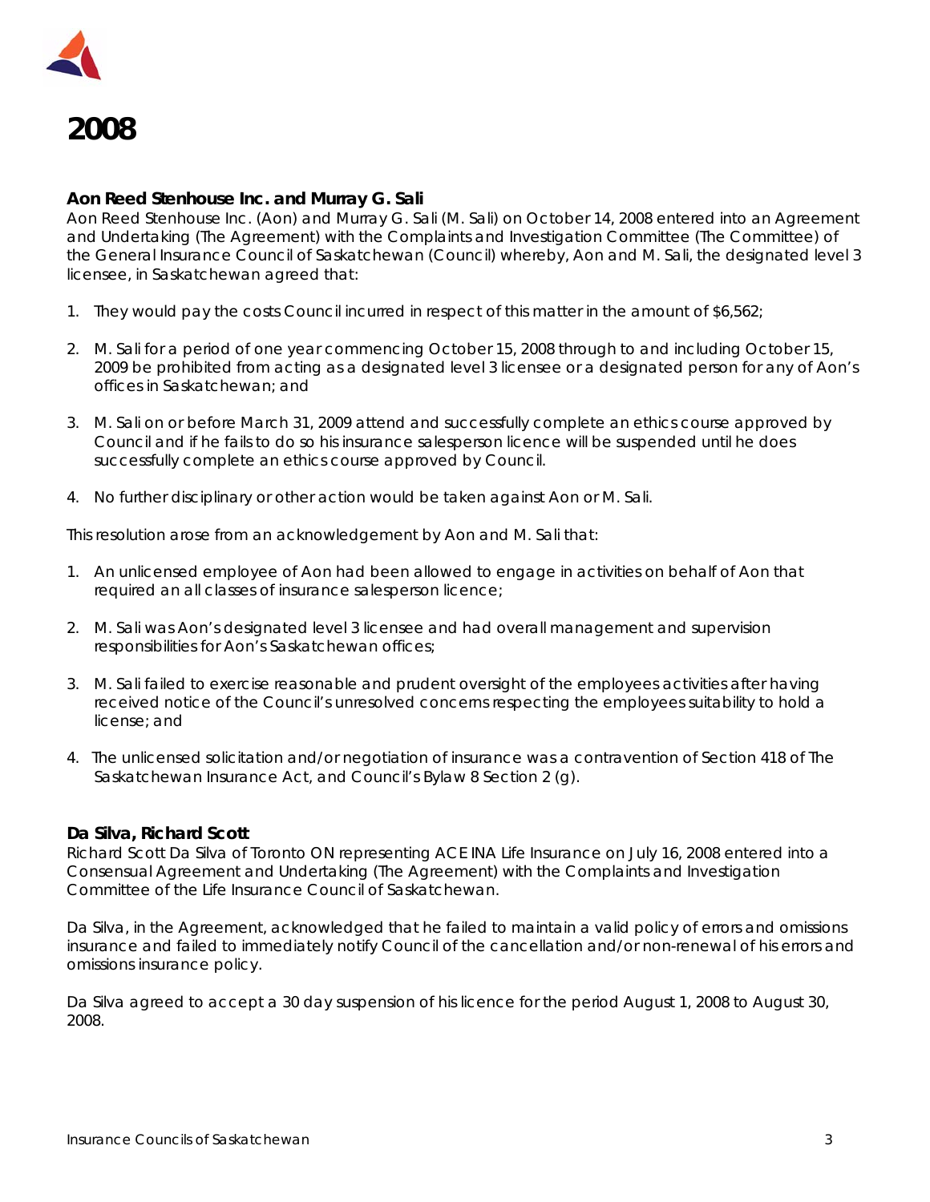# 2008

### Aon Reed Stenhouse Inc. and Murray G. Sali

Aon Reed Stenhouse Inc. (Aon) and Murray G. Sali (M. Sali) on October 14, 2008 entered into an Agreement and Undertaking (The Agreement) with the Complaints and Investigation Committee (The Committee) of the General Insurance Council of Saskatchewan (Council) whereby, Aon and M. Sali, the designated level 3 licensee, in Saskatchewan agreed that:

1. They would pay the costs Council incurred in respect of this matter in the amount of $6,562;
2. M. Sali for a period of one year commencing October 15, 2008 through to and including October 15, 2009 be prohibited from acting as a designated level 3 licensee or a designated person for any of Aon's offices in Saskatchewan; and
3. M. Sali on or before March 31, 2009 attend and successfully complete an ethics course approved by Council and if he fails to do so his insurance salesperson licence will be suspended until he does successfully complete an ethics course approved by Council.
4. No further disciplinary or other action would be taken against Aon or M. Sali.

This resolution arose from an acknowledgement by Aon and M. Sali that:

1. An unlicensed employee of Aon had been allowed to engage in activities on behalf of Aon that required an all classes of insurance salesperson licence;
2. M. Sali was Aon's designated level 3 licensee and had overall management and supervision responsibilities for Aon's Saskatchewan offices;
3. M. Sali failed to exercise reasonable and prudent oversight of the employees activities after having received notice of the Council's unresolved concerns respecting the employees suitability to hold a license; and
4. The unlicensed solicitation and/or negotiation of insurance was a contravention of Section 418 of The Saskatchewan Insurance Act, and Council's Bylaw 8 Section 2 (g).

### Da Silva, Richard Scott

Richard Scott Da Silva of Toronto ON representing ACE INA Life Insurance on July 16, 2008 entered into a Consensual Agreement and Undertaking (The Agreement) with the Complaints and Investigation Committee of the Life Insurance Council of Saskatchewan.

Da Silva, in the Agreement, acknowledged that he failed to maintain a valid policy of errors and omissions insurance and failed to immediately notify Council of the cancellation and/or non-renewal of his errors and omissions insurance policy.

Da Silva agreed to accept a 30 day suspension of his licence for the period August 1, 2008 to August 30, 2008.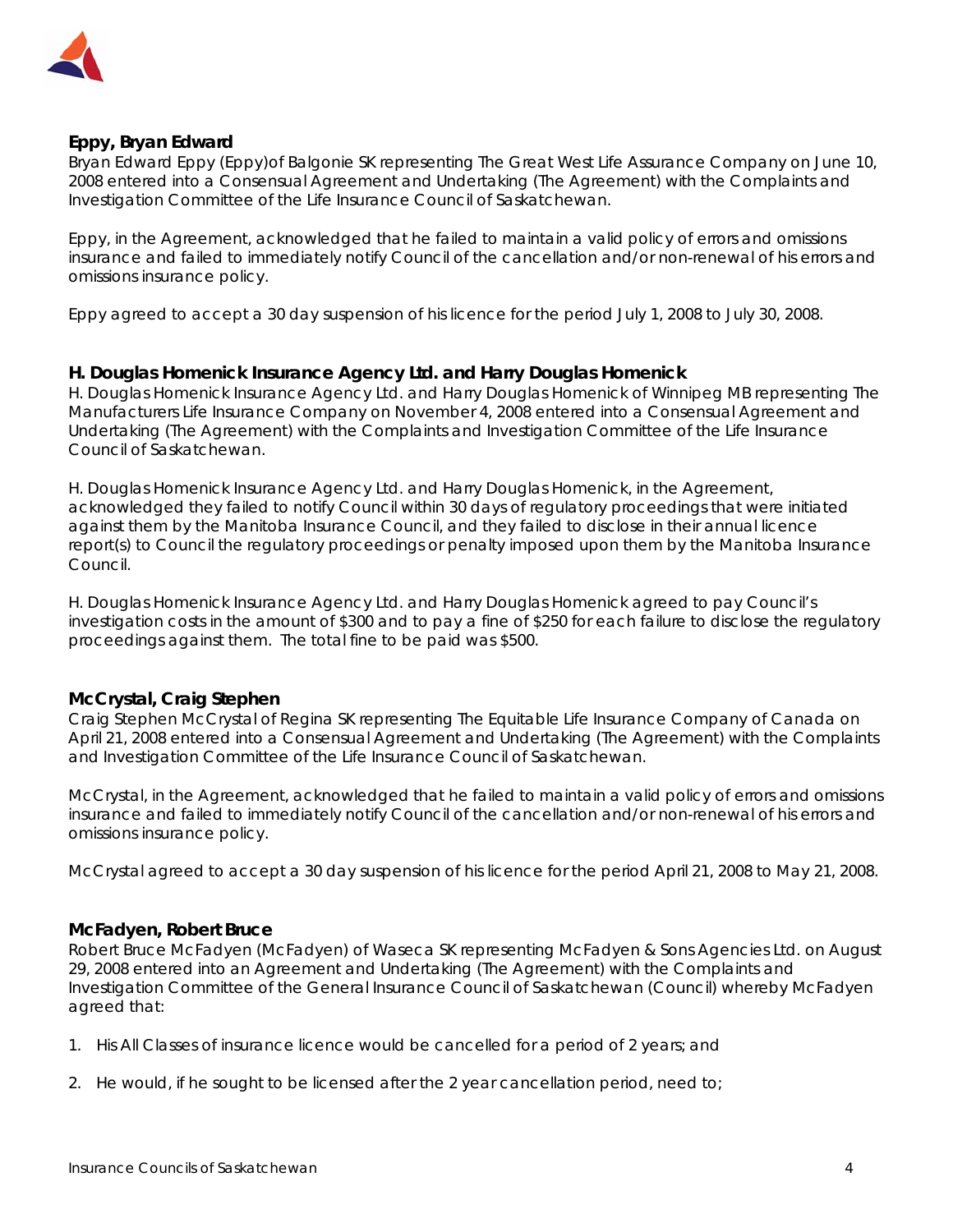### Eppy, Bryan Edward

Bryan Edward Eppy (Eppy)of Balgonie SK representing The Great West Life Assurance Company on June 10, 2008 entered into a Consensual Agreement and Undertaking (The Agreement) with the Complaints and Investigation Committee of the Life Insurance Council of Saskatchewan.

Eppy, in the Agreement, acknowledged that he failed to maintain a valid policy of errors and omissions insurance and failed to immediately notify Council of the cancellation and/or non-renewal of his errors and omissions insurance policy.

Eppy agreed to accept a 30 day suspension of his licence for the period July 1, 2008 to July 30, 2008.

### H. Douglas Homenick Insurance Agency Ltd. and Harry Douglas Homenick

H. Douglas Homenick Insurance Agency Ltd. and Harry Douglas Homenick of Winnipeg MB representing The Manufacturers Life Insurance Company on November 4, 2008 entered into a Consensual Agreement and Undertaking (The Agreement) with the Complaints and Investigation Committee of the Life Insurance Council of Saskatchewan.

H. Douglas Homenick Insurance Agency Ltd. and Harry Douglas Homenick, in the Agreement, acknowledged they failed to notify Council within 30 days of regulatory proceedings that were initiated against them by the Manitoba Insurance Council, and they failed to disclose in their annual licence report(s) to Council the regulatory proceedings or penalty imposed upon them by the Manitoba Insurance Council.

H. Douglas Homenick Insurance Agency Ltd. and Harry Douglas Homenick agreed to pay Council's investigation costs in the amount of $300 and to pay a fine of $250 for each failure to disclose the regulatory proceedings against them. The total fine to be paid was $500.

### McCrystal, Craig Stephen

Craig Stephen McCrystal of Regina SK representing The Equitable Life Insurance Company of Canada on April 21, 2008 entered into a Consensual Agreement and Undertaking (The Agreement) with the Complaints and Investigation Committee of the Life Insurance Council of Saskatchewan.

McCrystal, in the Agreement, acknowledged that he failed to maintain a valid policy of errors and omissions insurance and failed to immediately notify Council of the cancellation and/or non-renewal of his errors and omissions insurance policy.

McCrystal agreed to accept a 30 day suspension of his licence for the period April 21, 2008 to May 21, 2008.

### McFadyen, Robert Bruce

Robert Bruce McFadyen (McFadyen) of Waseca SK representing McFadyen & Sons Agencies Ltd. on August 29, 2008 entered into an Agreement and Undertaking (The Agreement) with the Complaints and Investigation Committee of the General Insurance Council of Saskatchewan (Council) whereby McFadyen agreed that:

1. His All Classes of insurance licence would be cancelled for a period of 2 years; and

2. He would, if he sought to be licensed after the 2 year cancellation period, need to;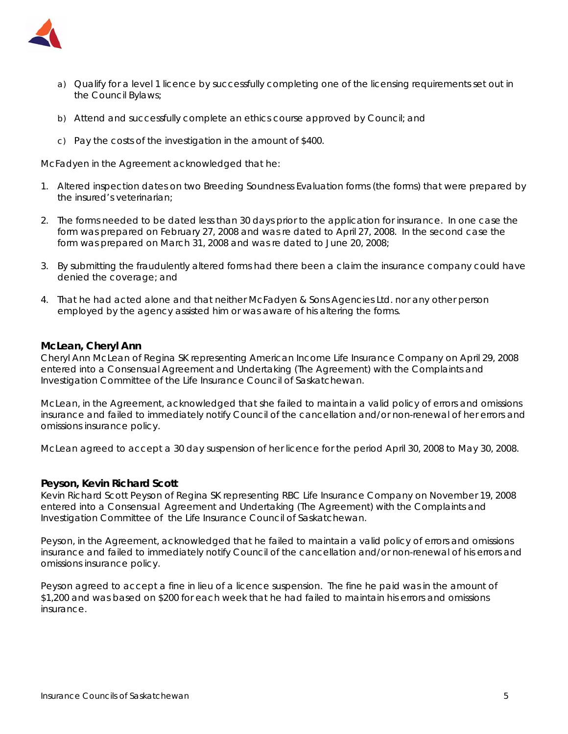a) Qualify for a level 1 licence by successfully completing one of the licensing requirements set out in the Council Bylaws;

b) Attend and successfully complete an ethics course approved by Council; and

c) Pay the costs of the investigation in the amount of $400.

McFadyen in the Agreement acknowledged that he:

1. Altered inspection dates on two Breeding Soundness Evaluation forms (the forms) that were prepared by the insured's veterinarian;

2. The forms needed to be dated less than 30 days prior to the application for insurance. In one case the form was prepared on February 27, 2008 and was re dated to April 27, 2008. In the second case the form was prepared on March 31, 2008 and was re dated to June 20, 2008;

3. By submitting the fraudulently altered forms had there been a claim the insurance company could have denied the coverage; and

4. That he had acted alone and that neither McFadyen & Sons Agencies Ltd. nor any other person employed by the agency assisted him or was aware of his altering the forms.

### McLean, Cheryl Ann

Cheryl Ann McLean of Regina SK representing American Income Life Insurance Company on April 29, 2008 entered into a Consensual Agreement and Undertaking (The Agreement) with the Complaints and Investigation Committee of the Life Insurance Council of Saskatchewan.

McLean, in the Agreement, acknowledged that she failed to maintain a valid policy of errors and omissions insurance and failed to immediately notify Council of the cancellation and/or non-renewal of her errors and omissions insurance policy.

McLean agreed to accept a 30 day suspension of her licence for the period April 30, 2008 to May 30, 2008.

### Peyson, Kevin Richard Scott

Kevin Richard Scott Peyson of Regina SK representing RBC Life Insurance Company on November 19, 2008 entered into a Consensual Agreement and Undertaking (The Agreement) with the Complaints and Investigation Committee of the Life Insurance Council of Saskatchewan.

Peyson, in the Agreement, acknowledged that he failed to maintain a valid policy of errors and omissions insurance and failed to immediately notify Council of the cancellation and/or non-renewal of his errors and omissions insurance policy.

Peyson agreed to accept a fine in lieu of a licence suspension. The fine he paid was in the amount of $1,200 and was based on $200 for each week that he had failed to maintain his errors and omissions insurance.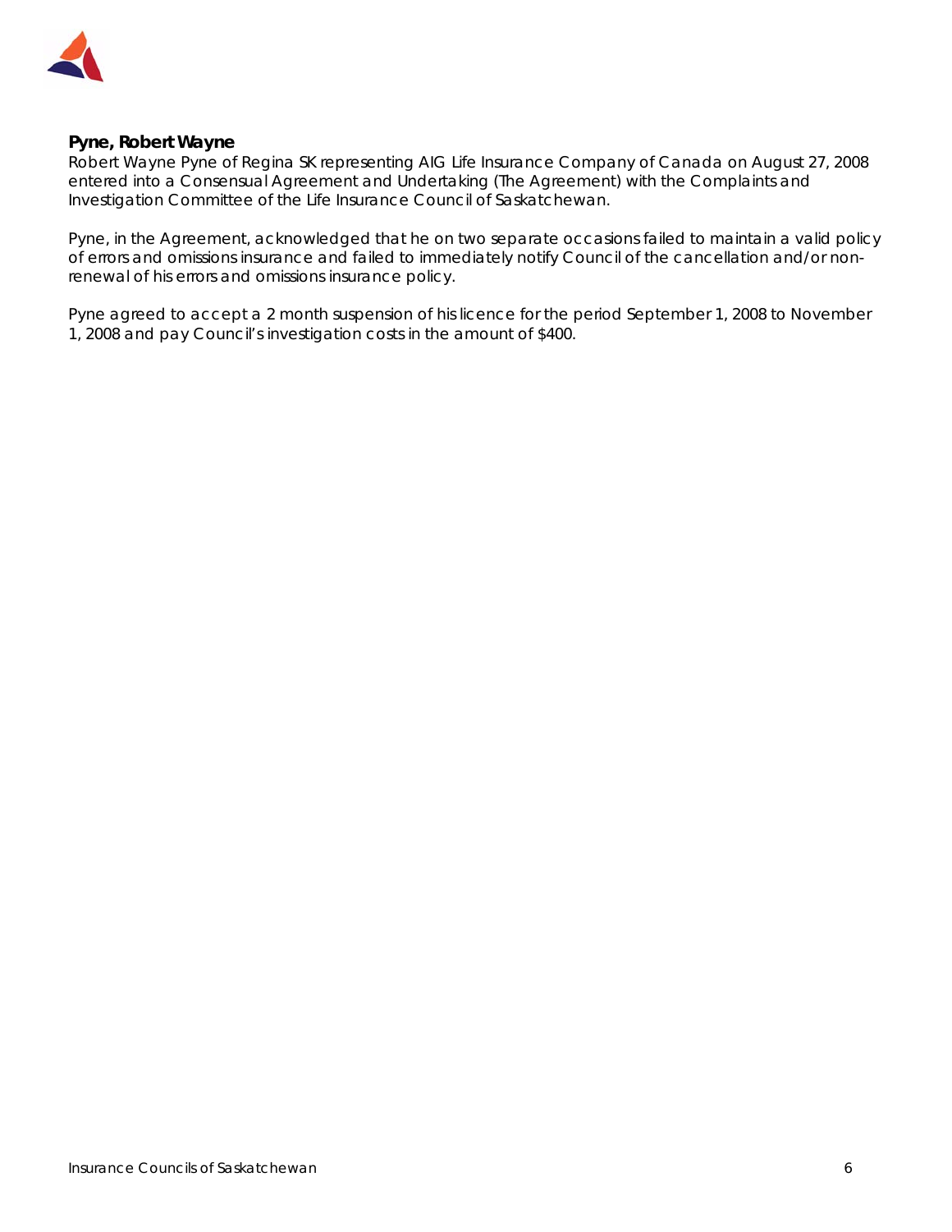**Pyne, Robert Wayne**

Robert Wayne Pyne of Regina SK representing AIG Life Insurance Company of Canada on August 27, 2008 entered into a Consensual Agreement and Undertaking (The Agreement) with the Complaints and Investigation Committee of the Life Insurance Council of Saskatchewan.

Pyne, in the Agreement, acknowledged that he on two separate occasions failed to maintain a valid policy of errors and omissions insurance and failed to immediately notify Council of the cancellation and/or non-renewal of his errors and omissions insurance policy.

Pyne agreed to accept a 2 month suspension of his licence for the period September 1, 2008 to November 1, 2008 and pay Council's investigation costs in the amount of $400.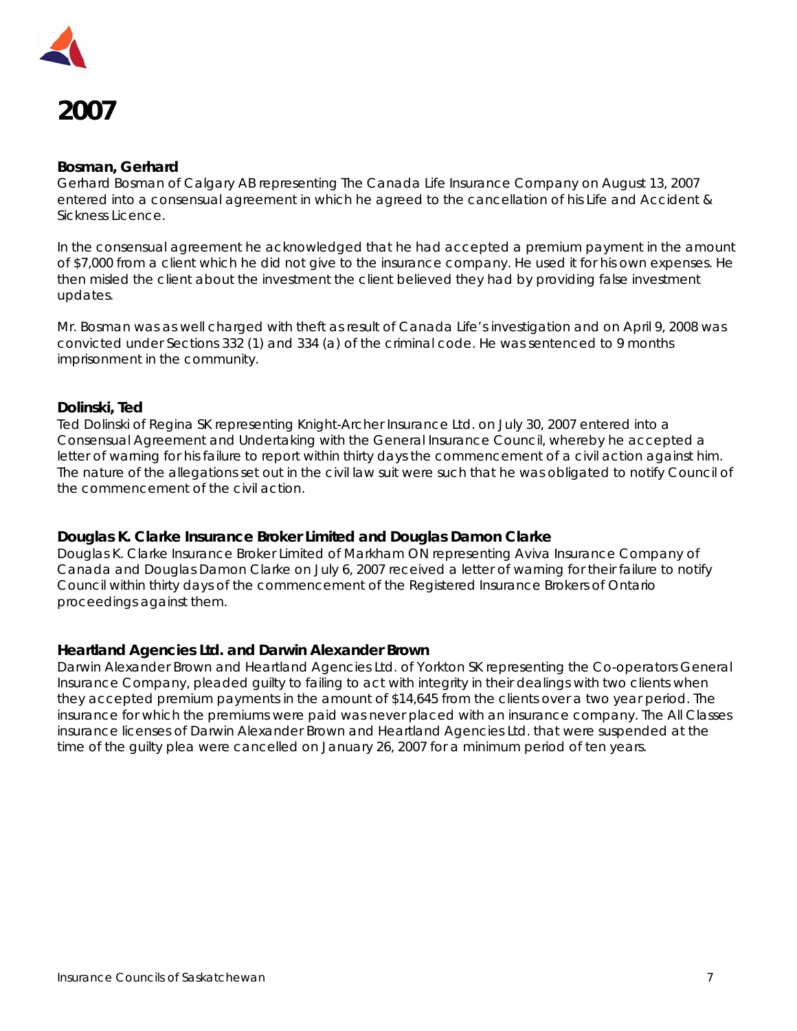# 2007

### Bosman, Gerhard

Gerhard Bosman of Calgary AB representing The Canada Life Insurance Company on August 13, 2007 entered into a consensual agreement in which he agreed to the cancellation of his Life and Accident & Sickness Licence.

In the consensual agreement he acknowledged that he had accepted a premium payment in the amount of $7,000 from a client which he did not give to the insurance company. He used it for his own expenses. He then misled the client about the investment the client believed they had by providing false investment updates.

Mr. Bosman was as well charged with theft as result of Canada Life's investigation and on April 9, 2008 was convicted under Sections 332 (1) and 334 (a) of the criminal code. He was sentenced to 9 months imprisonment in the community.

### Dolinski, Ted

Ted Dolinski of Regina SK representing Knight-Archer Insurance Ltd. on July 30, 2007 entered into a Consensual Agreement and Undertaking with the General Insurance Council, whereby he accepted a letter of warning for his failure to report within thirty days the commencement of a civil action against him. The nature of the allegations set out in the civil law suit were such that he was obligated to notify Council of the commencement of the civil action.

### Douglas K. Clarke Insurance Broker Limited and Douglas Damon Clarke

Douglas K. Clarke Insurance Broker Limited of Markham ON representing Aviva Insurance Company of Canada and Douglas Damon Clarke on July 6, 2007 received a letter of warning for their failure to notify Council within thirty days of the commencement of the Registered Insurance Brokers of Ontario proceedings against them.

### Heartland Agencies Ltd. and Darwin Alexander Brown

Darwin Alexander Brown and Heartland Agencies Ltd. of Yorkton SK representing the Co-operators General Insurance Company, pleaded guilty to failing to act with integrity in their dealings with two clients when they accepted premium payments in the amount of $14,645 from the clients over a two year period. The insurance for which the premiums were paid was never placed with an insurance company. The All Classes insurance licenses of Darwin Alexander Brown and Heartland Agencies Ltd. that were suspended at the time of the guilty plea were cancelled on January 26, 2007 for a minimum period of ten years.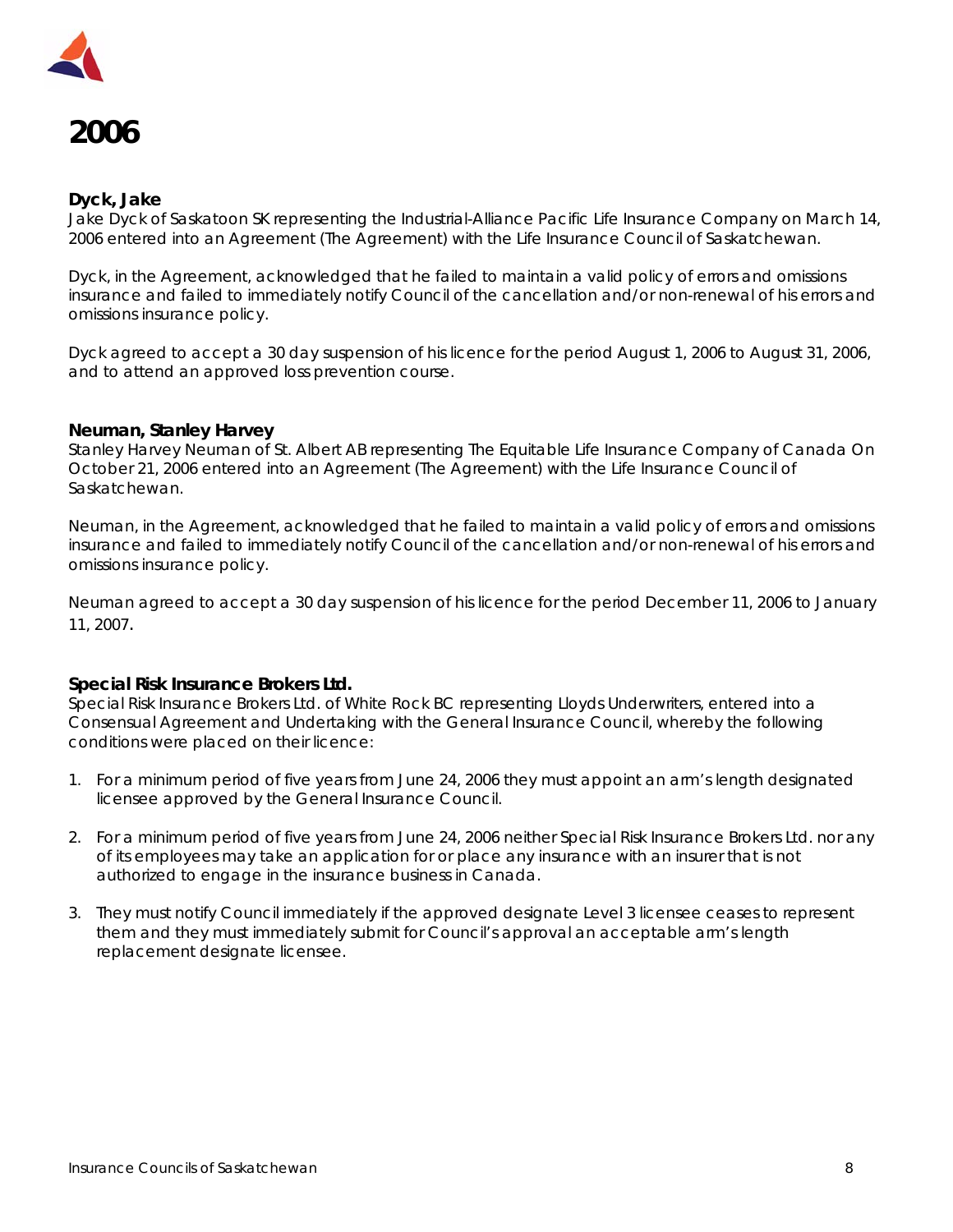# 2006

### Dyck, Jake

Jake Dyck of Saskatoon SK representing the Industrial-Alliance Pacific Life Insurance Company on March 14, 2006 entered into an Agreement (The Agreement) with the Life Insurance Council of Saskatchewan.

Dyck, in the Agreement, acknowledged that he failed to maintain a valid policy of errors and omissions insurance and failed to immediately notify Council of the cancellation and/or non-renewal of his errors and omissions insurance policy.

Dyck agreed to accept a 30 day suspension of his licence for the period August 1, 2006 to August 31, 2006, and to attend an approved loss prevention course.

### Neuman, Stanley Harvey

Stanley Harvey Neuman of St. Albert AB representing The Equitable Life Insurance Company of Canada On October 21, 2006 entered into an Agreement (The Agreement) with the Life Insurance Council of Saskatchewan.

Neuman, in the Agreement, acknowledged that he failed to maintain a valid policy of errors and omissions insurance and failed to immediately notify Council of the cancellation and/or non-renewal of his errors and omissions insurance policy.

Neuman agreed to accept a 30 day suspension of his licence for the period December 11, 2006 to January 11, 2007.

### Special Risk Insurance Brokers Ltd.

Special Risk Insurance Brokers Ltd. of White Rock BC representing Lloyds Underwriters, entered into a Consensual Agreement and Undertaking with the General Insurance Council, whereby the following conditions were placed on their licence:

1. For a minimum period of five years from June 24, 2006 they must appoint an arm's length designated licensee approved by the General Insurance Council.

2. For a minimum period of five years from June 24, 2006 neither Special Risk Insurance Brokers Ltd. nor any of its employees may take an application for or place any insurance with an insurer that is not authorized to engage in the insurance business in Canada.

3. They must notify Council immediately if the approved designate Level 3 licensee ceases to represent them and they must immediately submit for Council's approval an acceptable arm's length replacement designate licensee.